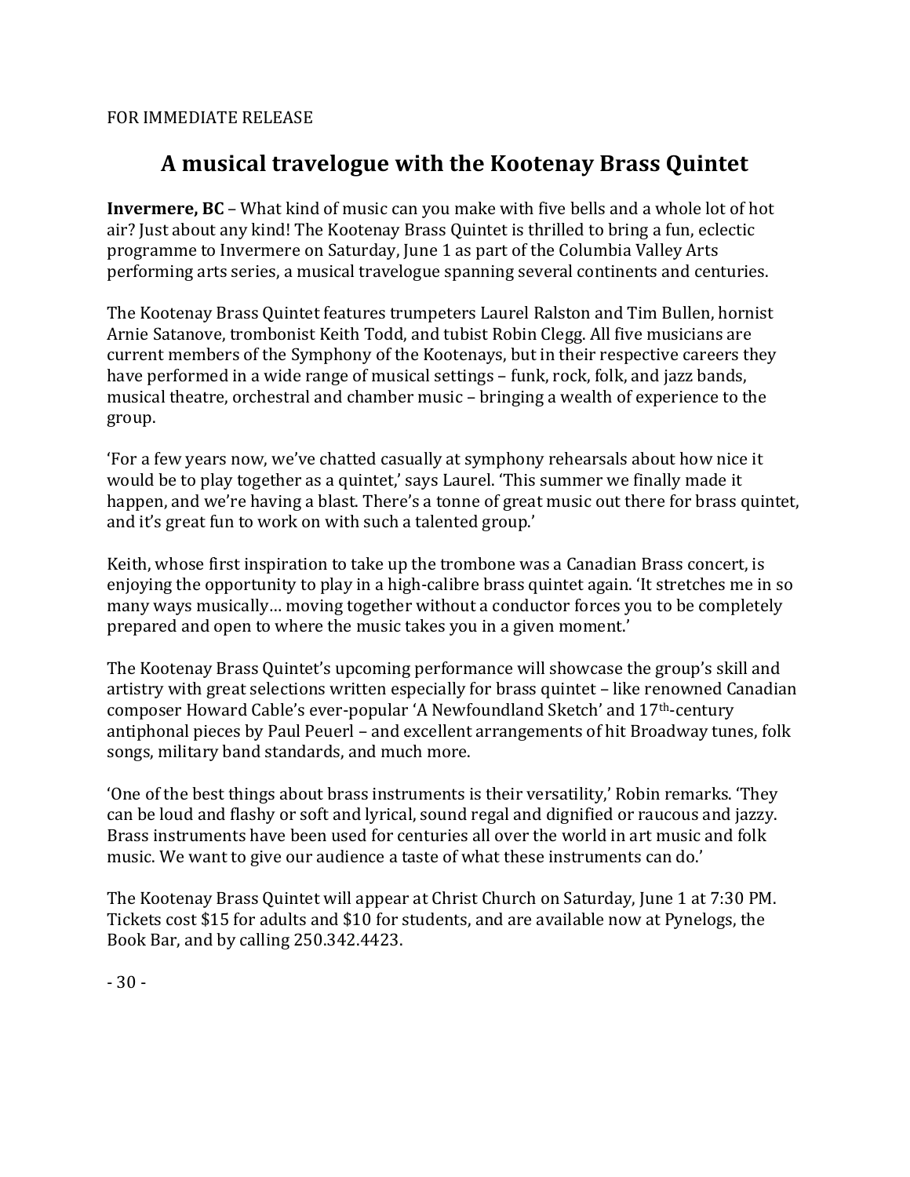FOR IMMEDIATE RELEASE

# A musical travelogue with the Kootenay Brass Quintet

**Invermere, BC** – What kind of music can you make with five bells and a whole lot of hot air? Just about any kind! The Kootenay Brass Quintet is thrilled to bring a fun, eclectic programme to Invermere on Saturday, June 1 as part of the Columbia Valley Arts performing arts series, a musical travelogue spanning several continents and centuries.

The Kootenay Brass Quintet features trumpeters Laurel Ralston and Tim Bullen, hornist Arnie Satanove, trombonist Keith Todd, and tubist Robin Clegg. All five musicians are current members of the Symphony of the Kootenays, but in their respective careers they have performed in a wide range of musical settings – funk, rock, folk, and jazz bands, musical theatre, orchestral and chamber music – bringing a wealth of experience to the group.

'For a few years now, we've chatted casually at symphony rehearsals about how nice it would be to play together as a quintet,' says Laurel. 'This summer we finally made it happen, and we're having a blast. There's a tonne of great music out there for brass quintet, and it's great fun to work on with such a talented group.'

Keith, whose first inspiration to take up the trombone was a Canadian Brass concert, is enjoying the opportunity to play in a high-calibre brass quintet again. 'It stretches me in so many ways musically… moving together without a conductor forces you to be completely prepared and open to where the music takes you in a given moment.'

The Kootenay Brass Quintet's upcoming performance will showcase the group's skill and artistry with great selections written especially for brass quintet – like renowned Canadian composer Howard Cable's ever-popular 'A Newfoundland Sketch' and 17th-century antiphonal pieces by Paul Peuerl – and excellent arrangements of hit Broadway tunes, folk songs, military band standards, and much more.

'One of the best things about brass instruments is their versatility,' Robin remarks. 'They can be loud and flashy or soft and lyrical, sound regal and dignified or raucous and jazzy. Brass instruments have been used for centuries all over the world in art music and folk music. We want to give our audience a taste of what these instruments can do.'

The Kootenay Brass Quintet will appear at Christ Church on Saturday, June 1 at 7:30 PM. Tickets cost $15 for adults and $10 for students, and are available now at Pynelogs, the Book Bar, and by calling 250.342.4423.

- 30 -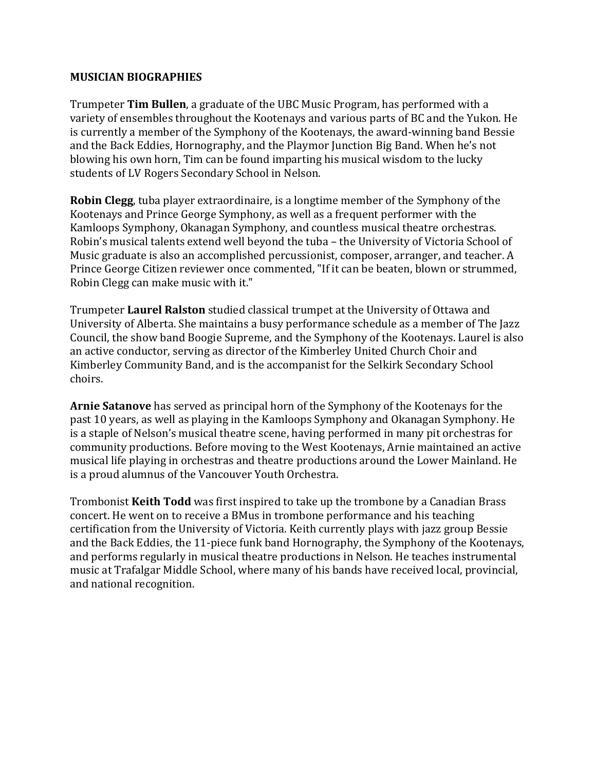**MUSICIAN BIOGRAPHIES**

Trumpeter **Tim Bullen**, a graduate of the UBC Music Program, has performed with a variety of ensembles throughout the Kootenays and various parts of BC and the Yukon. He is currently a member of the Symphony of the Kootenays, the award-winning band Bessie and the Back Eddies, Hornography, and the Playmor Junction Big Band. When he's not blowing his own horn, Tim can be found imparting his musical wisdom to the lucky students of LV Rogers Secondary School in Nelson.

**Robin Clegg**, tuba player extraordinaire, is a longtime member of the Symphony of the Kootenays and Prince George Symphony, as well as a frequent performer with the Kamloops Symphony, Okanagan Symphony, and countless musical theatre orchestras. Robin's musical talents extend well beyond the tuba – the University of Victoria School of Music graduate is also an accomplished percussionist, composer, arranger, and teacher. A Prince George Citizen reviewer once commented, "If it can be beaten, blown or strummed, Robin Clegg can make music with it."

Trumpeter **Laurel Ralston** studied classical trumpet at the University of Ottawa and University of Alberta. She maintains a busy performance schedule as a member of The Jazz Council, the show band Boogie Supreme, and the Symphony of the Kootenays. Laurel is also an active conductor, serving as director of the Kimberley United Church Choir and Kimberley Community Band, and is the accompanist for the Selkirk Secondary School choirs.

**Arnie Satanove** has served as principal horn of the Symphony of the Kootenays for the past 10 years, as well as playing in the Kamloops Symphony and Okanagan Symphony. He is a staple of Nelson's musical theatre scene, having performed in many pit orchestras for community productions. Before moving to the West Kootenays, Arnie maintained an active musical life playing in orchestras and theatre productions around the Lower Mainland. He is a proud alumnus of the Vancouver Youth Orchestra.

Trombonist **Keith Todd** was first inspired to take up the trombone by a Canadian Brass concert. He went on to receive a BMus in trombone performance and his teaching certification from the University of Victoria. Keith currently plays with jazz group Bessie and the Back Eddies, the 11-piece funk band Hornography, the Symphony of the Kootenays, and performs regularly in musical theatre productions in Nelson. He teaches instrumental music at Trafalgar Middle School, where many of his bands have received local, provincial, and national recognition.